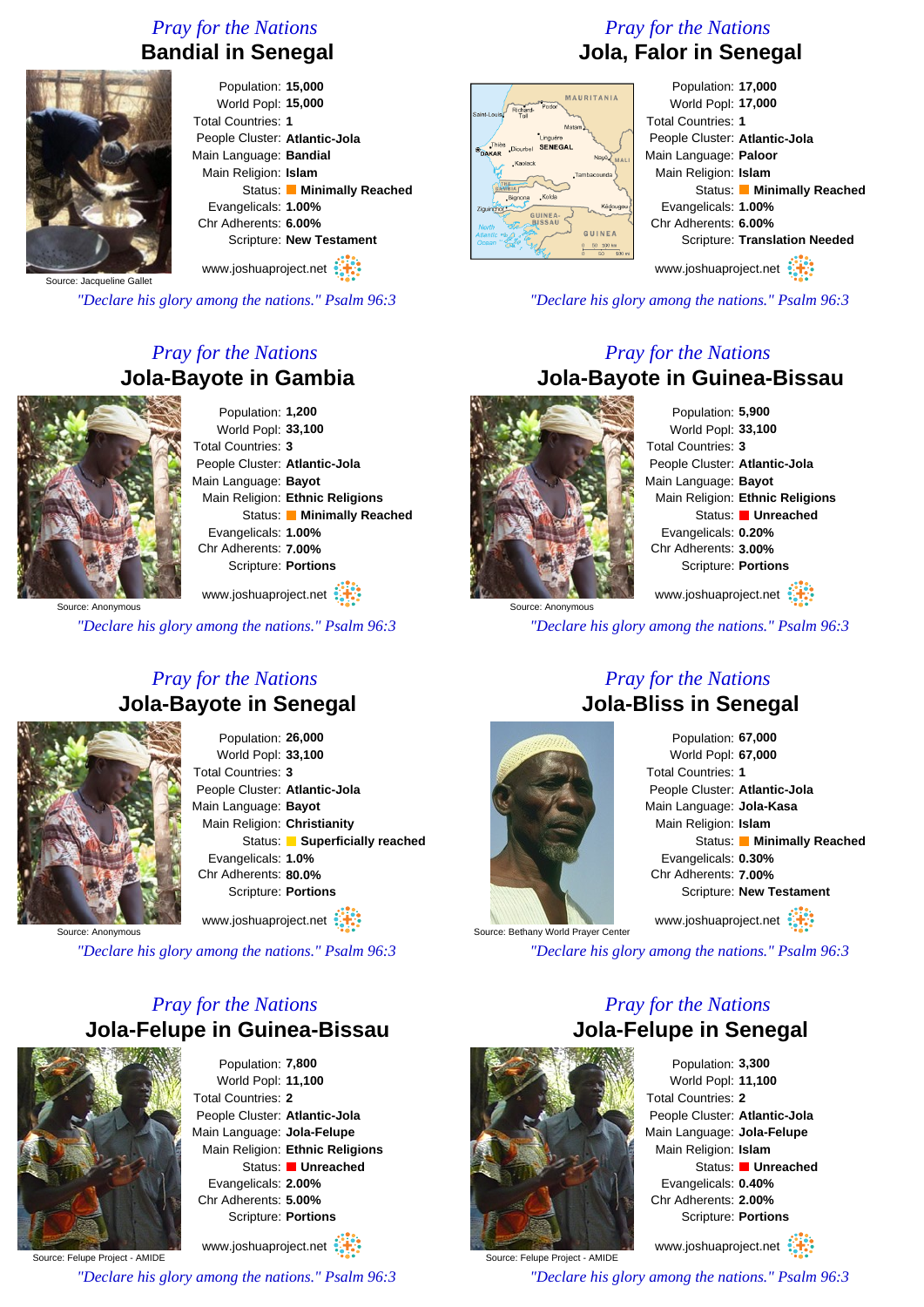*Pray for the Nations*

## Bandial in Senegal

Source: Jacqueline Gallet

Population: **15,000**
World Popl: **15,000**
Total Countries: **1**
People Cluster: **Atlantic-Jola**
Main Language: **Bandial**
Main Religion: **Islam**
Status: **Minimally Reached**
Evangelicals: **1.00%**
Chr Adherents: **6.00%**
Scripture: **New Testament**

www.joshuaproject.net

*"Declare his glory among the nations." Psalm 96:3*

*Pray for the Nations*

## Jola, Falor in Senegal

Population: **17,000**
World Popl: **17,000**
Total Countries: **1**
People Cluster: **Atlantic-Jola**
Main Language: **Paloor**
Main Religion: **Islam**
Status: **Minimally Reached**
Evangelicals: **1.00%**
Chr Adherents: **6.00%**
Scripture: **Translation Needed**

www.joshuaproject.net

*"Declare his glory among the nations." Psalm 96:3*

*Pray for the Nations*

## Jola-Bayote in Gambia

Source: Anonymous

Population: **1,200**
World Popl: **33,100**
Total Countries: **3**
People Cluster: **Atlantic-Jola**
Main Language: **Bayot**
Main Religion: **Ethnic Religions**
Status: **Minimally Reached**
Evangelicals: **1.00%**
Chr Adherents: **7.00%**
Scripture: **Portions**

www.joshuaproject.net

*"Declare his glory among the nations." Psalm 96:3*

*Pray for the Nations*

## Jola-Bayote in Guinea-Bissau

Source: Anonymous

Population: **5,900**
World Popl: **33,100**
Total Countries: **3**
People Cluster: **Atlantic-Jola**
Main Language: **Bayot**
Main Religion: **Ethnic Religions**
Status: **Unreached**
Evangelicals: **0.20%**
Chr Adherents: **3.00%**
Scripture: **Portions**

www.joshuaproject.net

*"Declare his glory among the nations." Psalm 96:3*

*Pray for the Nations*

## Jola-Bayote in Senegal

Source: Anonymous

Population: **26,000**
World Popl: **33,100**
Total Countries: **3**
People Cluster: **Atlantic-Jola**
Main Language: **Bayot**
Main Religion: **Christianity**
Status: **Superficially reached**
Evangelicals: **1.0%**
Chr Adherents: **80.0%**
Scripture: **Portions**

www.joshuaproject.net

*"Declare his glory among the nations." Psalm 96:3*

*Pray for the Nations*

## Jola-Bliss in Senegal

Source: Bethany World Prayer Center

Population: **67,000**
World Popl: **67,000**
Total Countries: **1**
People Cluster: **Atlantic-Jola**
Main Language: **Jola-Kasa**
Main Religion: **Islam**
Status: **Minimally Reached**
Evangelicals: **0.30%**
Chr Adherents: **7.00%**
Scripture: **New Testament**

www.joshuaproject.net

*"Declare his glory among the nations." Psalm 96:3*

*Pray for the Nations*

## Jola-Felupe in Guinea-Bissau

Source: Felupe Project - AMIDE

Population: **7,800**
World Popl: **11,100**
Total Countries: **2**
People Cluster: **Atlantic-Jola**
Main Language: **Jola-Felupe**
Main Religion: **Ethnic Religions**
Status: **Unreached**
Evangelicals: **2.00%**
Chr Adherents: **5.00%**
Scripture: **Portions**

www.joshuaproject.net

*"Declare his glory among the nations." Psalm 96:3*

*Pray for the Nations*

## Jola-Felupe in Senegal

Source: Felupe Project - AMIDE

Population: **3,300**
World Popl: **11,100**
Total Countries: **2**
People Cluster: **Atlantic-Jola**
Main Language: **Jola-Felupe**
Main Religion: **Islam**
Status: **Unreached**
Evangelicals: **0.40%**
Chr Adherents: **2.00%**
Scripture: **Portions**

www.joshuaproject.net

*"Declare his glory among the nations." Psalm 96:3*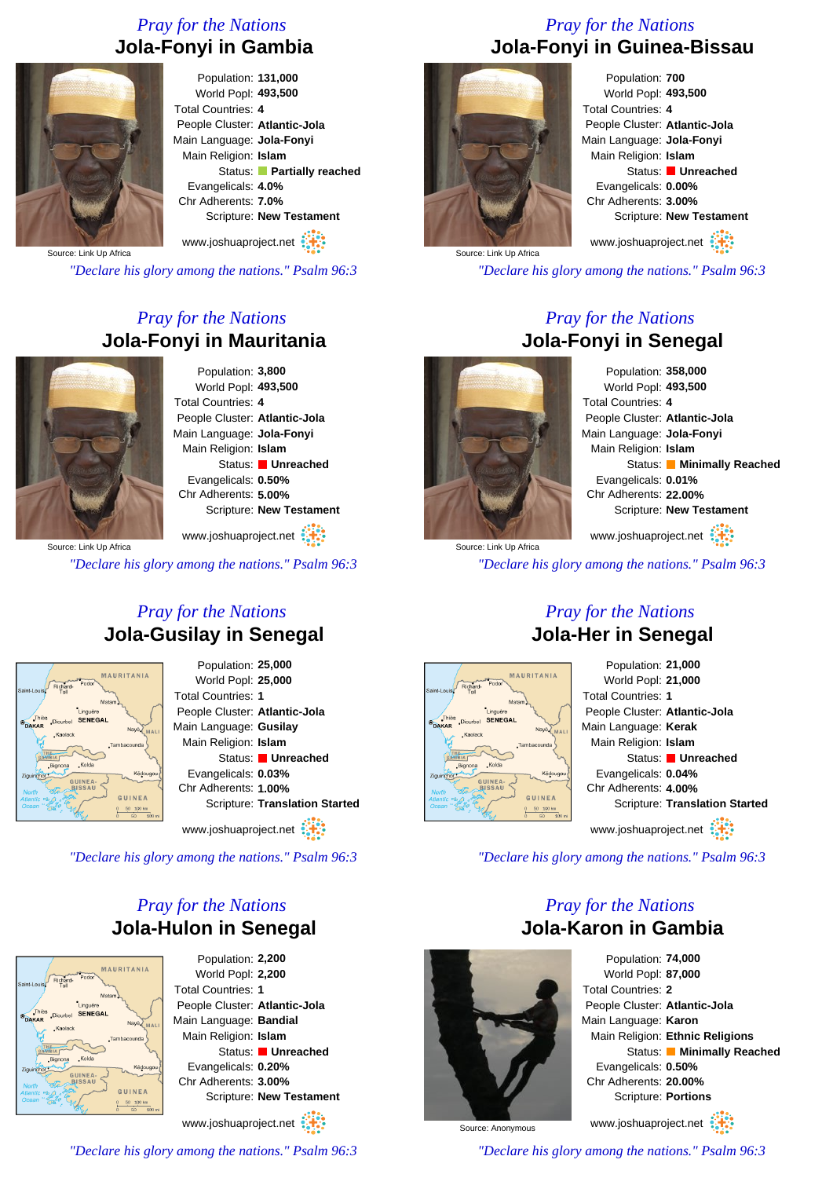*Pray for the Nations*

## Jola-Fonyi in Gambia

Population: **131,000**
World Popl: **493,500**
Total Countries: **4**
People Cluster: **Atlantic-Jola**
Main Language: **Jola-Fonyi**
Main Religion: **Islam**
Status: **Partially reached**
Evangelicals: **4.0%**
Chr Adherents: **7.0%**
Scripture: **New Testament**

Source: Link Up Africa

www.joshuaproject.net

*"Declare his glory among the nations." Psalm 96:3*

*Pray for the Nations*

## Jola-Fonyi in Guinea-Bissau

Population: **700**
World Popl: **493,500**
Total Countries: **4**
People Cluster: **Atlantic-Jola**
Main Language: **Jola-Fonyi**
Main Religion: **Islam**
Status: **Unreached**
Evangelicals: **0.00%**
Chr Adherents: **3.00%**
Scripture: **New Testament**

Source: Link Up Africa

www.joshuaproject.net

*"Declare his glory among the nations." Psalm 96:3*

*Pray for the Nations*

## Jola-Fonyi in Mauritania

Population: **3,800**
World Popl: **493,500**
Total Countries: **4**
People Cluster: **Atlantic-Jola**
Main Language: **Jola-Fonyi**
Main Religion: **Islam**
Status: **Unreached**
Evangelicals: **0.50%**
Chr Adherents: **5.00%**
Scripture: **New Testament**

Source: Link Up Africa

www.joshuaproject.net

*"Declare his glory among the nations." Psalm 96:3*

*Pray for the Nations*

## Jola-Fonyi in Senegal

Population: **358,000**
World Popl: **493,500**
Total Countries: **4**
People Cluster: **Atlantic-Jola**
Main Language: **Jola-Fonyi**
Main Religion: **Islam**
Status: **Minimally Reached**
Evangelicals: **0.01%**
Chr Adherents: **22.00%**
Scripture: **New Testament**

Source: Link Up Africa

www.joshuaproject.net

*"Declare his glory among the nations." Psalm 96:3*

*Pray for the Nations*

## Jola-Gusilay in Senegal

Population: **25,000**
World Popl: **25,000**
Total Countries: **1**
People Cluster: **Atlantic-Jola**
Main Language: **Gusilay**
Main Religion: **Islam**
Status: **Unreached**
Evangelicals: **0.03%**
Chr Adherents: **1.00%**
Scripture: **Translation Started**

www.joshuaproject.net

*"Declare his glory among the nations." Psalm 96:3*

*Pray for the Nations*

## Jola-Her in Senegal

Population: **21,000**
World Popl: **21,000**
Total Countries: **1**
People Cluster: **Atlantic-Jola**
Main Language: **Kerak**
Main Religion: **Islam**
Status: **Unreached**
Evangelicals: **0.04%**
Chr Adherents: **4.00%**
Scripture: **Translation Started**

www.joshuaproject.net

*"Declare his glory among the nations." Psalm 96:3*

*Pray for the Nations*

## Jola-Hulon in Senegal

Population: **2,200**
World Popl: **2,200**
Total Countries: **1**
People Cluster: **Atlantic-Jola**
Main Language: **Bandial**
Main Religion: **Islam**
Status: **Unreached**
Evangelicals: **0.20%**
Chr Adherents: **3.00%**
Scripture: **New Testament**

www.joshuaproject.net

*"Declare his glory among the nations." Psalm 96:3*

*Pray for the Nations*

## Jola-Karon in Gambia

Population: **74,000**
World Popl: **87,000**
Total Countries: **2**
People Cluster: **Atlantic-Jola**
Main Language: **Karon**
Main Religion: **Ethnic Religions**
Status: **Minimally Reached**
Evangelicals: **0.50%**
Chr Adherents: **20.00%**
Scripture: **Portions**

Source: Anonymous

www.joshuaproject.net

*"Declare his glory among the nations." Psalm 96:3*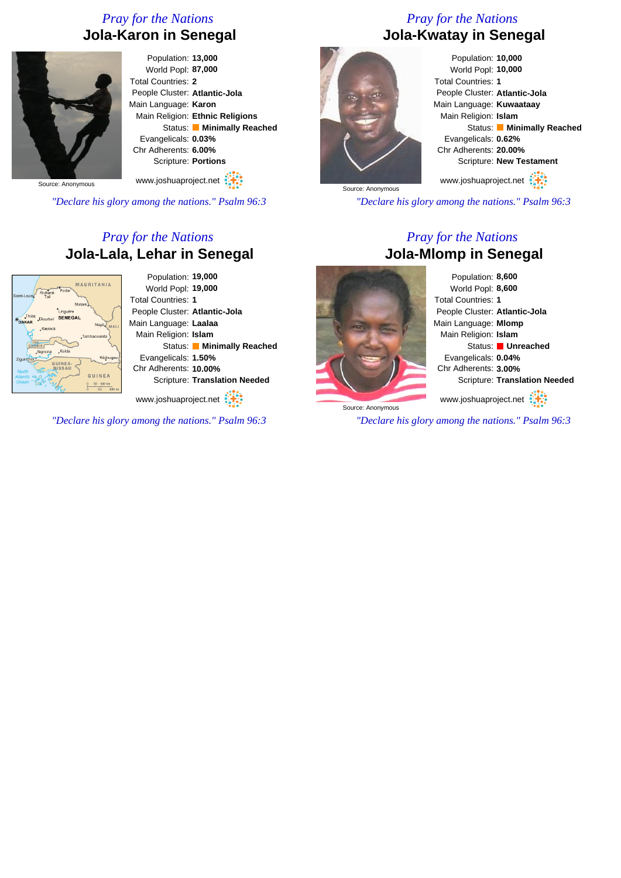*Pray for the Nations*

## Jola-Karon in Senegal

Source: Anonymous

Population: **13,000**
World Popl: **87,000**
Total Countries: **2**
People Cluster: **Atlantic-Jola**
Main Language: **Karon**
Main Religion: **Ethnic Religions**
Status: **Minimally Reached**
Evangelicals: **0.03%**
Chr Adherents: **6.00%**
Scripture: **Portions**

www.joshuaproject.net

*"Declare his glory among the nations." Psalm 96:3*

*Pray for the Nations*

## Jola-Kwatay in Senegal

Source: Anonymous

Population: **10,000**
World Popl: **10,000**
Total Countries: **1**
People Cluster: **Atlantic-Jola**
Main Language: **Kuwaataay**
Main Religion: **Islam**
Status: **Minimally Reached**
Evangelicals: **0.62%**
Chr Adherents: **20.00%**
Scripture: **New Testament**

www.joshuaproject.net

*"Declare his glory among the nations." Psalm 96:3*

*Pray for the Nations*

## Jola-Lala, Lehar in Senegal

Population: **19,000**
World Popl: **19,000**
Total Countries: **1**
People Cluster: **Atlantic-Jola**
Main Language: **Laalaa**
Main Religion: **Islam**
Status: **Minimally Reached**
Evangelicals: **1.50%**
Chr Adherents: **10.00%**
Scripture: **Translation Needed**

www.joshuaproject.net

*"Declare his glory among the nations." Psalm 96:3*

*Pray for the Nations*

## Jola-Mlomp in Senegal

Source: Anonymous

Population: **8,600**
World Popl: **8,600**
Total Countries: **1**
People Cluster: **Atlantic-Jola**
Main Language: **Mlomp**
Main Religion: **Islam**
Status: **Unreached**
Evangelicals: **0.04%**
Chr Adherents: **3.00%**
Scripture: **Translation Needed**

www.joshuaproject.net

*"Declare his glory among the nations." Psalm 96:3*